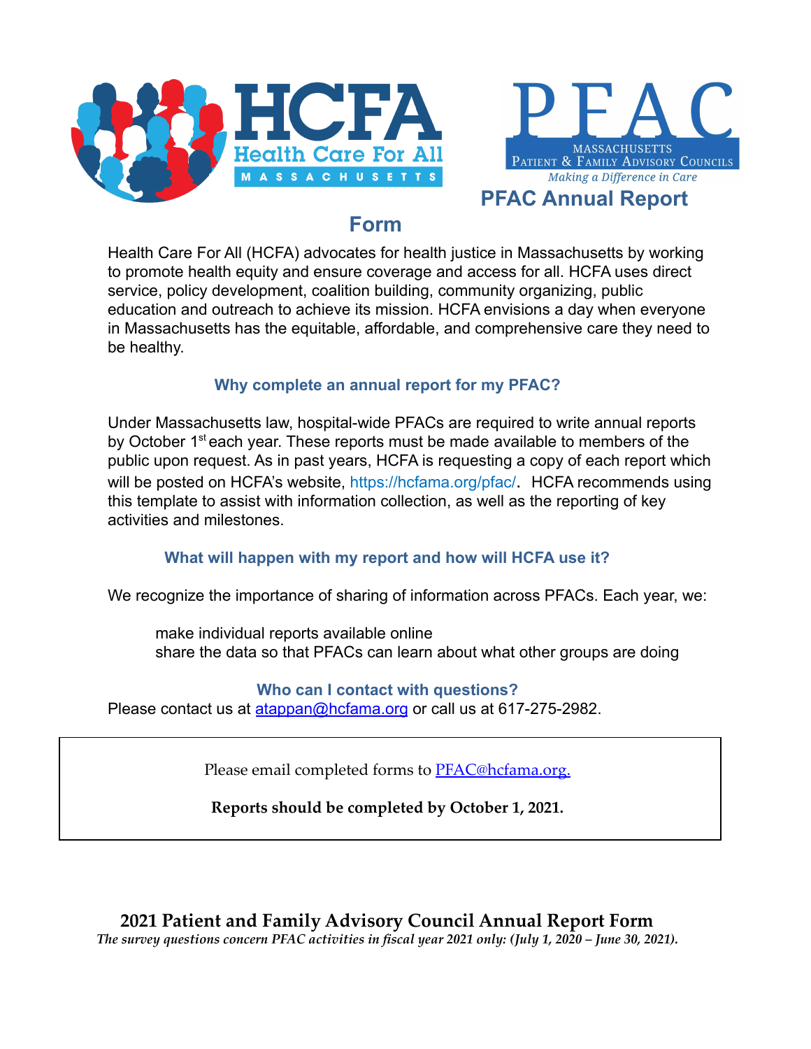HCFA Health Care For All MASSACHUSETTS

PFAC MASSACHUSETTS PATIENT & FAMILY ADVISORY COUNCILS *Making a Difference in Care*

# PFAC Annual Report Form

Health Care For All (HCFA) advocates for health justice in Massachusetts by working to promote health equity and ensure coverage and access for all. HCFA uses direct service, policy development, coalition building, community organizing, public education and outreach to achieve its mission. HCFA envisions a day when everyone in Massachusetts has the equitable, affordable, and comprehensive care they need to be healthy.

### Why complete an annual report for my PFAC?

Under Massachusetts law, hospital-wide PFACs are required to write annual reports by October 1st each year. These reports must be made available to members of the public upon request. As in past years, HCFA is requesting a copy of each report which will be posted on HCFA's website, https://hcfama.org/pfac/. HCFA recommends using this template to assist with information collection, as well as the reporting of key activities and milestones.

### What will happen with my report and how will HCFA use it?

We recognize the importance of sharing of information across PFACs. Each year, we:

- make individual reports available online
- share the data so that PFACs can learn about what other groups are doing

### Who can I contact with questions?

Please contact us at atappan@hcfama.org or call us at 617-275-2982.

Please email completed forms to PFAC@hcfama.org.

**Reports should be completed by October 1, 2021.**

## 2021 Patient and Family Advisory Council Annual Report Form

*The survey questions concern PFAC activities in fiscal year 2021 only: (July 1, 2020 – June 30, 2021).*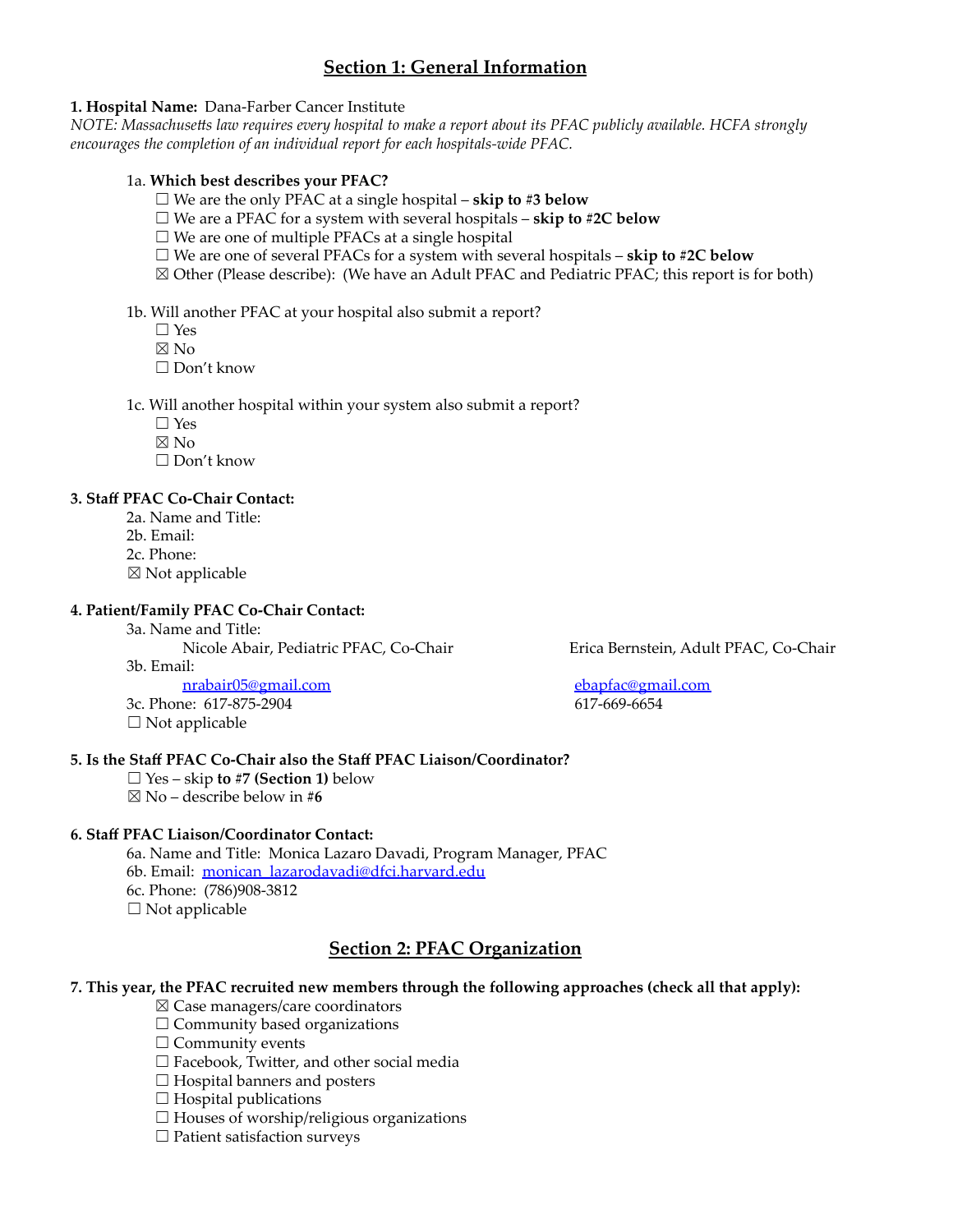## Section 1: General Information

**1. Hospital Name:** Dana-Farber Cancer Institute

*NOTE: Massachusetts law requires every hospital to make a report about its PFAC publicly available. HCFA strongly encourages the completion of an individual report for each hospitals-wide PFAC.*

1a. **Which best describes your PFAC?**

- ☐ We are the only PFAC at a single hospital – **skip to #3 below**
- ☐ We are a PFAC for a system with several hospitals – **skip to #2C below**
- ☐ We are one of multiple PFACs at a single hospital
- ☐ We are one of several PFACs for a system with several hospitals – **skip to #2C below**
- ☒ Other (Please describe): (We have an Adult PFAC and Pediatric PFAC; this report is for both)

1b. Will another PFAC at your hospital also submit a report?

- ☐ Yes
- ☒ No
- ☐ Don't know

1c. Will another hospital within your system also submit a report?

- ☐ Yes
- ☒ No
- ☐ Don't know

**3. Staff PFAC Co-Chair Contact:**

2a. Name and Title:

2b. Email:

2c. Phone:

☒ Not applicable

**4. Patient/Family PFAC Co-Chair Contact:**

3a. Name and Title:

Nicole Abair, Pediatric PFAC, Co-Chair

Erica Bernstein, Adult PFAC, Co-Chair

3b. Email:

nrabair05@gmail.com

ebapfac@gmail.com

3c. Phone: 617-875-2904

617-669-6654

☐ Not applicable

**5. Is the Staff PFAC Co-Chair also the Staff PFAC Liaison/Coordinator?**

- ☐ Yes – skip **to #7 (Section 1)** below
- ☒ No – describe below in #**6**

**6. Staff PFAC Liaison/Coordinator Contact:**

6a. Name and Title: Monica Lazaro Davadi, Program Manager, PFAC

6b. Email: monican_lazarodavadi@dfci.harvard.edu

6c. Phone: (786)908-3812

☐ Not applicable

## Section 2: PFAC Organization

**7. This year, the PFAC recruited new members through the following approaches (check all that apply):**

- ☒ Case managers/care coordinators
- ☐ Community based organizations
- ☐ Community events
- ☐ Facebook, Twitter, and other social media
- ☐ Hospital banners and posters
- ☐ Hospital publications
- ☐ Houses of worship/religious organizations
- ☐ Patient satisfaction surveys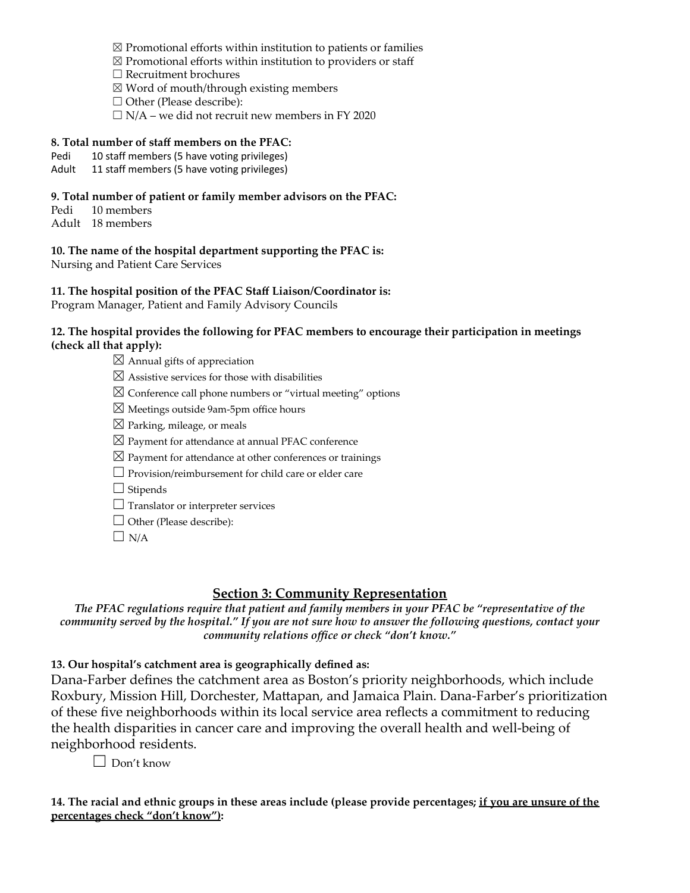☒ Promotional efforts within institution to patients or families
☒ Promotional efforts within institution to providers or staff
☐ Recruitment brochures
☒ Word of mouth/through existing members
☐ Other (Please describe):
☐ N/A – we did not recruit new members in FY 2020

**8. Total number of staff members on the PFAC:**

Pedi 10 staff members (5 have voting privileges)
Adult 11 staff members (5 have voting privileges)

**9. Total number of patient or family member advisors on the PFAC:**

Pedi 10 members
Adult 18 members

**10. The name of the hospital department supporting the PFAC is:**

Nursing and Patient Care Services

**11. The hospital position of the PFAC Staff Liaison/Coordinator is:**

Program Manager, Patient and Family Advisory Councils

**12. The hospital provides the following for PFAC members to encourage their participation in meetings (check all that apply):**

☒ Annual gifts of appreciation
☒ Assistive services for those with disabilities
☒ Conference call phone numbers or "virtual meeting" options
☒ Meetings outside 9am-5pm office hours
☒ Parking, mileage, or meals
☒ Payment for attendance at annual PFAC conference
☒ Payment for attendance at other conferences or trainings
☐ Provision/reimbursement for child care or elder care
☐ Stipends
☐ Translator or interpreter services
☐ Other (Please describe):
☐ N/A

## Section 3: Community Representation

***The PFAC regulations require that patient and family members in your PFAC be "representative of the community served by the hospital." If you are not sure how to answer the following questions, contact your community relations office or check "don't know."***

**13. Our hospital's catchment area is geographically defined as:**

Dana-Farber defines the catchment area as Boston's priority neighborhoods, which include Roxbury, Mission Hill, Dorchester, Mattapan, and Jamaica Plain. Dana-Farber's prioritization of these five neighborhoods within its local service area reflects a commitment to reducing the health disparities in cancer care and improving the overall health and well-being of neighborhood residents.

☐ Don't know

**14. The racial and ethnic groups in these areas include (please provide percentages; <u>if you are unsure of the percentages check "don't know"</u>):**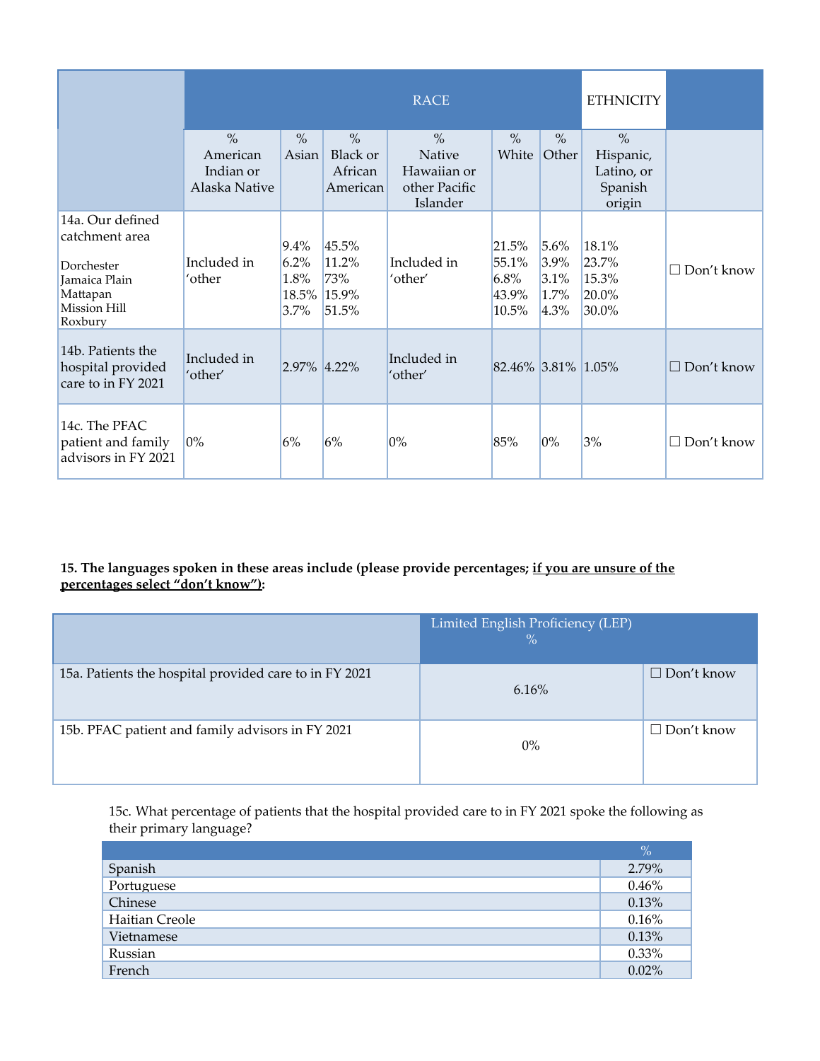| | RACE | | | | | | ETHNICITY | |
|---|---|---|---|---|---|---|---|---|
| | % American Indian or Alaska Native | % Asian | % Black or African American | % Native Hawaiian or other Pacific Islander | % White | % Other | % Hispanic, Latino, or Spanish origin | |
| 14a. Our defined catchment area<br><br>Dorchester<br>Jamaica Plain<br>Mattapan<br>Mission Hill<br>Roxbury | Included in 'other | 9.4%<br>6.2%<br>1.8%<br>18.5%<br>3.7% | 45.5%<br>11.2%<br>73%<br>15.9%<br>51.5% | Included in 'other' | 21.5%<br>55.1%<br>6.8%<br>43.9%<br>10.5% | 5.6%<br>3.9%<br>3.1%<br>1.7%<br>4.3% | 18.1%<br>23.7%<br>15.3%<br>20.0%<br>30.0% | ☐ Don't know |
| 14b. Patients the hospital provided care to in FY 2021 | Included in 'other' | 2.97% | 4.22% | Included in 'other' | 82.46% | 3.81% | 1.05% | ☐ Don't know |
| 14c. The PFAC patient and family advisors in FY 2021 | 0% | 6% | 6% | 0% | 85% | 0% | 3% | ☐ Don't know |

**15. The languages spoken in these areas include (please provide percentages; <u>if you are unsure of the percentages select "don't know")</u>:**

| | Limited English Proficiency (LEP) % | |
|---|---|---|
| 15a. Patients the hospital provided care to in FY 2021 | 6.16% | ☐ Don't know |
| 15b. PFAC patient and family advisors in FY 2021 | 0% | ☐ Don't know |

15c. What percentage of patients that the hospital provided care to in FY 2021 spoke the following as their primary language?

| | % |
|---|---|
| Spanish | 2.79% |
| Portuguese | 0.46% |
| Chinese | 0.13% |
| Haitian Creole | 0.16% |
| Vietnamese | 0.13% |
| Russian | 0.33% |
| French | 0.02% |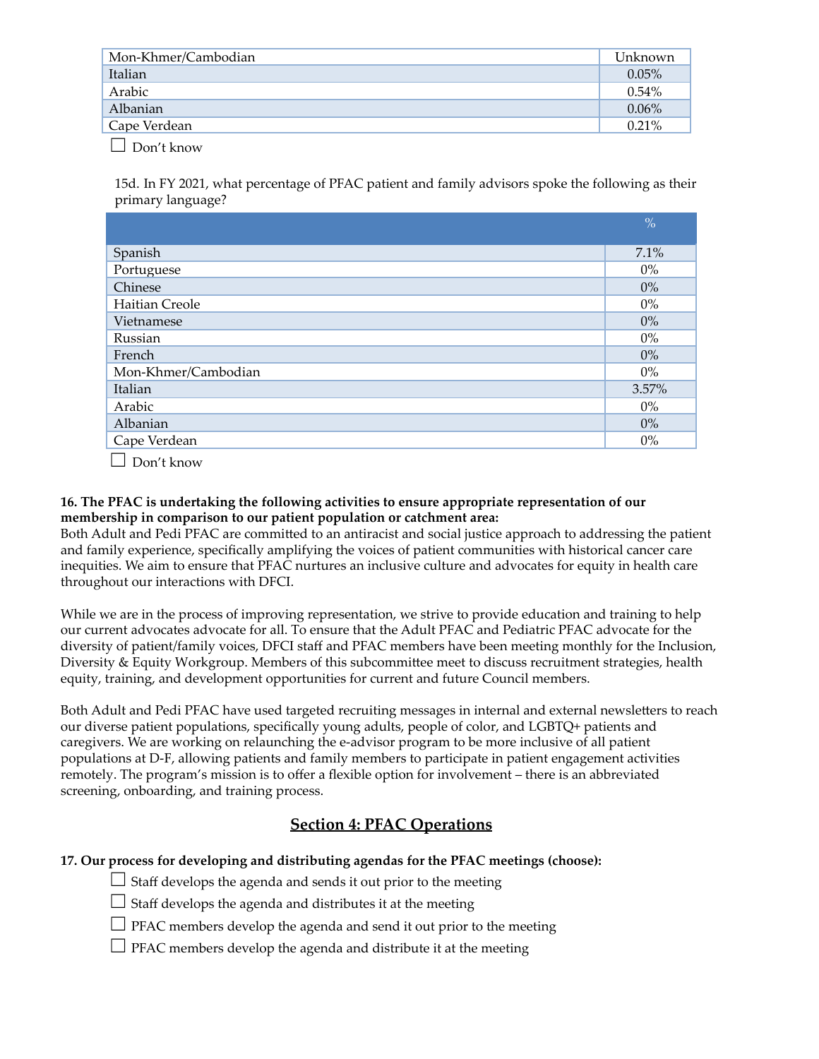| | |
|---|---|
| Mon-Khmer/Cambodian | Unknown |
| Italian | 0.05% |
| Arabic | 0.54% |
| Albanian | 0.06% |
| Cape Verdean | 0.21% |

☐ Don't know

15d. In FY 2021, what percentage of PFAC patient and family advisors spoke the following as their primary language?

| | % |
|---|---|
| Spanish | 7.1% |
| Portuguese | 0% |
| Chinese | 0% |
| Haitian Creole | 0% |
| Vietnamese | 0% |
| Russian | 0% |
| French | 0% |
| Mon-Khmer/Cambodian | 0% |
| Italian | 3.57% |
| Arabic | 0% |
| Albanian | 0% |
| Cape Verdean | 0% |

☐ Don't know

**16. The PFAC is undertaking the following activities to ensure appropriate representation of our membership in comparison to our patient population or catchment area:**

Both Adult and Pedi PFAC are committed to an antiracist and social justice approach to addressing the patient and family experience, specifically amplifying the voices of patient communities with historical cancer care inequities. We aim to ensure that PFAC nurtures an inclusive culture and advocates for equity in health care throughout our interactions with DFCI.

While we are in the process of improving representation, we strive to provide education and training to help our current advocates advocate for all. To ensure that the Adult PFAC and Pediatric PFAC advocate for the diversity of patient/family voices, DFCI staff and PFAC members have been meeting monthly for the Inclusion, Diversity & Equity Workgroup. Members of this subcommittee meet to discuss recruitment strategies, health equity, training, and development opportunities for current and future Council members.

Both Adult and Pedi PFAC have used targeted recruiting messages in internal and external newsletters to reach our diverse patient populations, specifically young adults, people of color, and LGBTQ+ patients and caregivers. We are working on relaunching the e-advisor program to be more inclusive of all patient populations at D-F, allowing patients and family members to participate in patient engagement activities remotely. The program's mission is to offer a flexible option for involvement – there is an abbreviated screening, onboarding, and training process.

## Section 4: PFAC Operations

**17. Our process for developing and distributing agendas for the PFAC meetings (choose):**

- ☐ Staff develops the agenda and sends it out prior to the meeting
- ☐ Staff develops the agenda and distributes it at the meeting
- ☐ PFAC members develop the agenda and send it out prior to the meeting
- ☐ PFAC members develop the agenda and distribute it at the meeting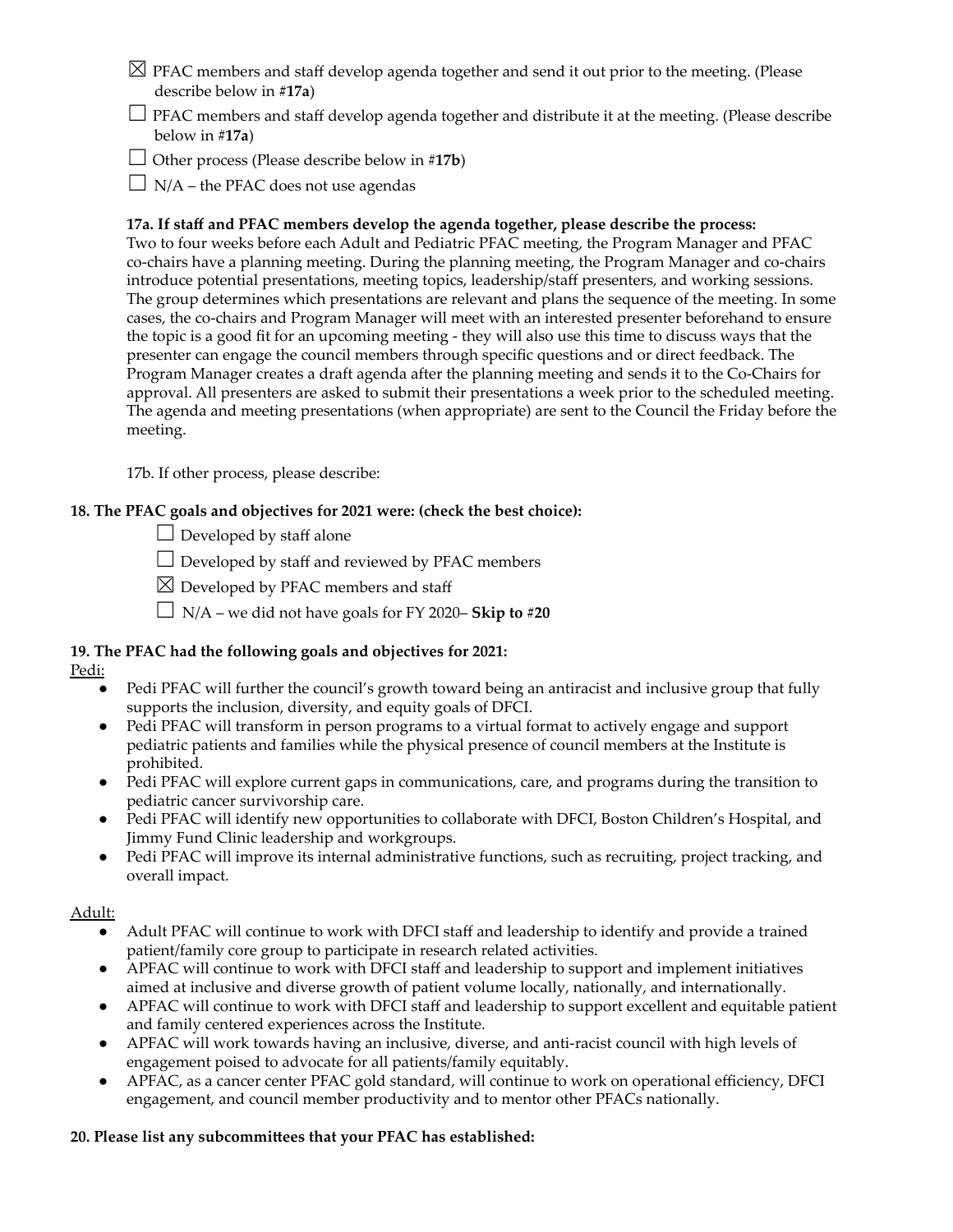☒ PFAC members and staff develop agenda together and send it out prior to the meeting. (Please describe below in #**17a**)

☐ PFAC members and staff develop agenda together and distribute it at the meeting. (Please describe below in #**17a**)

☐ Other process (Please describe below in #**17b**)

☐ N/A – the PFAC does not use agendas

**17a. If staff and PFAC members develop the agenda together, please describe the process:**
Two to four weeks before each Adult and Pediatric PFAC meeting, the Program Manager and PFAC co-chairs have a planning meeting. During the planning meeting, the Program Manager and co-chairs introduce potential presentations, meeting topics, leadership/staff presenters, and working sessions. The group determines which presentations are relevant and plans the sequence of the meeting. In some cases, the co-chairs and Program Manager will meet with an interested presenter beforehand to ensure the topic is a good fit for an upcoming meeting - they will also use this time to discuss ways that the presenter can engage the council members through specific questions and or direct feedback. The Program Manager creates a draft agenda after the planning meeting and sends it to the Co-Chairs for approval. All presenters are asked to submit their presentations a week prior to the scheduled meeting. The agenda and meeting presentations (when appropriate) are sent to the Council the Friday before the meeting.

17b. If other process, please describe:

**18. The PFAC goals and objectives for 2021 were: (check the best choice):**

☐ Developed by staff alone

☐ Developed by staff and reviewed by PFAC members

☒ Developed by PFAC members and staff

☐ N/A – we did not have goals for FY 2020– **Skip to #20**

**19. The PFAC had the following goals and objectives for 2021:**

Pedi:

- Pedi PFAC will further the council's growth toward being an antiracist and inclusive group that fully supports the inclusion, diversity, and equity goals of DFCI.
- Pedi PFAC will transform in person programs to a virtual format to actively engage and support pediatric patients and families while the physical presence of council members at the Institute is prohibited.
- Pedi PFAC will explore current gaps in communications, care, and programs during the transition to pediatric cancer survivorship care.
- Pedi PFAC will identify new opportunities to collaborate with DFCI, Boston Children's Hospital, and Jimmy Fund Clinic leadership and workgroups.
- Pedi PFAC will improve its internal administrative functions, such as recruiting, project tracking, and overall impact.

Adult:

- Adult PFAC will continue to work with DFCI staff and leadership to identify and provide a trained patient/family core group to participate in research related activities.
- APFAC will continue to work with DFCI staff and leadership to support and implement initiatives aimed at inclusive and diverse growth of patient volume locally, nationally, and internationally.
- APFAC will continue to work with DFCI staff and leadership to support excellent and equitable patient and family centered experiences across the Institute.
- APFAC will work towards having an inclusive, diverse, and anti-racist council with high levels of engagement poised to advocate for all patients/family equitably.
- APFAC, as a cancer center PFAC gold standard, will continue to work on operational efficiency, DFCI engagement, and council member productivity and to mentor other PFACs nationally.

**20. Please list any subcommittees that your PFAC has established:**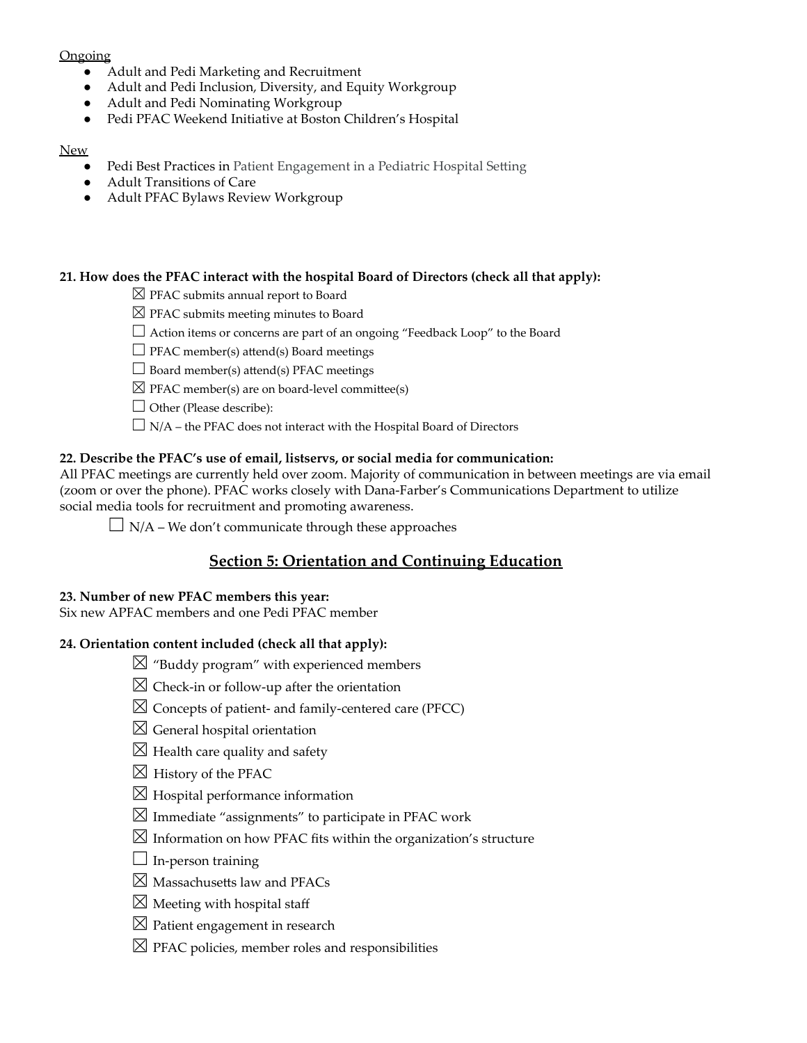Ongoing

- Adult and Pedi Marketing and Recruitment
- Adult and Pedi Inclusion, Diversity, and Equity Workgroup
- Adult and Pedi Nominating Workgroup
- Pedi PFAC Weekend Initiative at Boston Children's Hospital

New

- Pedi Best Practices in Patient Engagement in a Pediatric Hospital Setting
- Adult Transitions of Care
- Adult PFAC Bylaws Review Workgroup

**21. How does the PFAC interact with the hospital Board of Directors (check all that apply):**

☒ PFAC submits annual report to Board

☒ PFAC submits meeting minutes to Board

☐ Action items or concerns are part of an ongoing "Feedback Loop" to the Board

☐ PFAC member(s) attend(s) Board meetings

☐ Board member(s) attend(s) PFAC meetings

☒ PFAC member(s) are on board-level committee(s)

☐ Other (Please describe):

☐ N/A – the PFAC does not interact with the Hospital Board of Directors

**22. Describe the PFAC's use of email, listservs, or social media for communication:**

All PFAC meetings are currently held over zoom. Majority of communication in between meetings are via email (zoom or over the phone). PFAC works closely with Dana-Farber's Communications Department to utilize social media tools for recruitment and promoting awareness.

☐ N/A – We don't communicate through these approaches

## Section 5: Orientation and Continuing Education

**23. Number of new PFAC members this year:**

Six new APFAC members and one Pedi PFAC member

**24. Orientation content included (check all that apply):**

☒ "Buddy program" with experienced members

☒ Check-in or follow-up after the orientation

☒ Concepts of patient- and family-centered care (PFCC)

☒ General hospital orientation

☒ Health care quality and safety

☒ History of the PFAC

☒ Hospital performance information

☒ Immediate "assignments" to participate in PFAC work

☒ Information on how PFAC fits within the organization's structure

☐ In-person training

☒ Massachusetts law and PFACs

☒ Meeting with hospital staff

☒ Patient engagement in research

☒ PFAC policies, member roles and responsibilities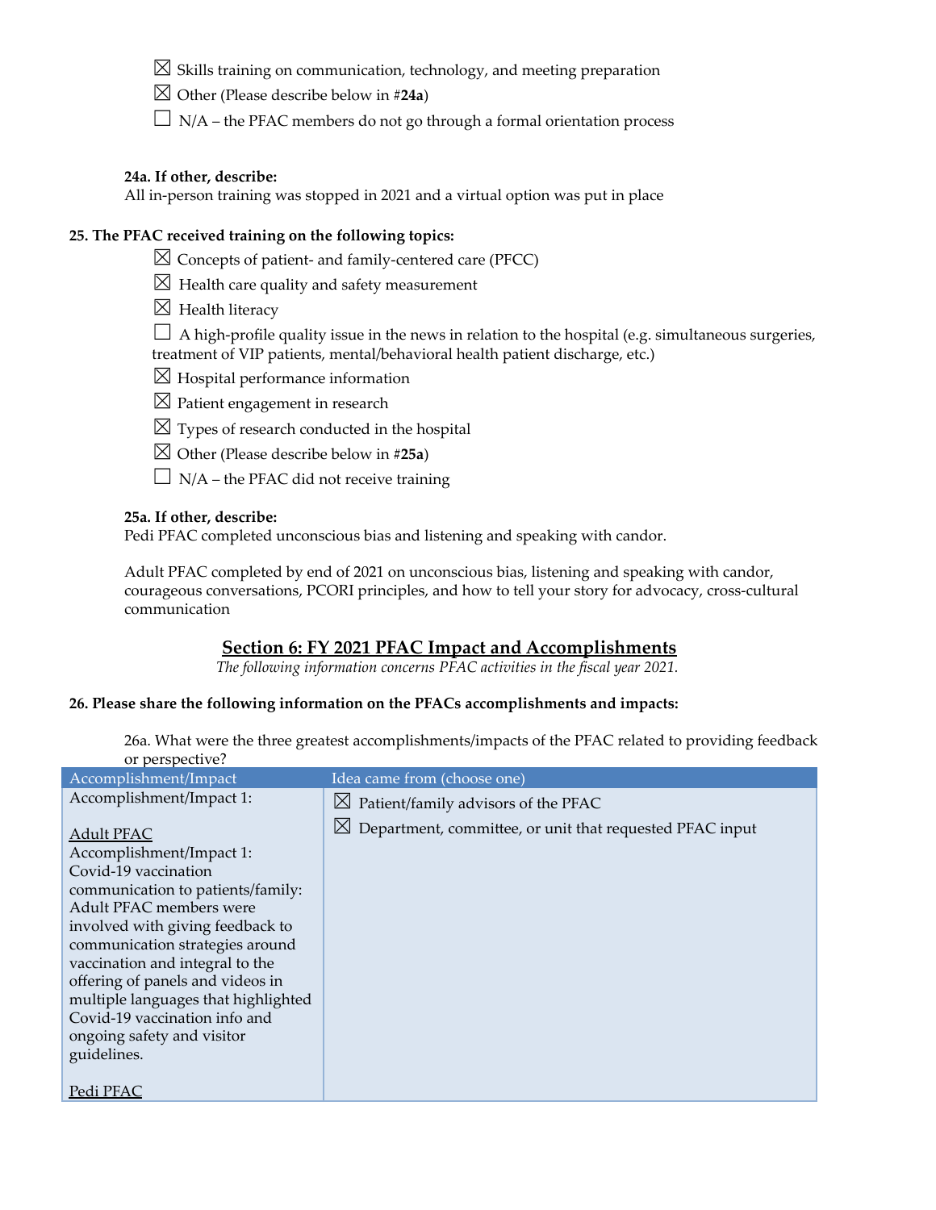☒ Skills training on communication, technology, and meeting preparation

☒ Other (Please describe below in #**24a**)

☐ N/A – the PFAC members do not go through a formal orientation process

**24a. If other, describe:**
All in-person training was stopped in 2021 and a virtual option was put in place

**25. The PFAC received training on the following topics:**

☒ Concepts of patient- and family-centered care (PFCC)

☒ Health care quality and safety measurement

☒ Health literacy

☐ A high-profile quality issue in the news in relation to the hospital (e.g. simultaneous surgeries, treatment of VIP patients, mental/behavioral health patient discharge, etc.)

☒ Hospital performance information

☒ Patient engagement in research

☒ Types of research conducted in the hospital

☒ Other (Please describe below in #**25a**)

☐ N/A – the PFAC did not receive training

**25a. If other, describe:**
Pedi PFAC completed unconscious bias and listening and speaking with candor.

Adult PFAC completed by end of 2021 on unconscious bias, listening and speaking with candor, courageous conversations, PCORI principles, and how to tell your story for advocacy, cross-cultural communication

## Section 6: FY 2021 PFAC Impact and Accomplishments

*The following information concerns PFAC activities in the fiscal year 2021.*

**26. Please share the following information on the PFACs accomplishments and impacts:**

26a. What were the three greatest accomplishments/impacts of the PFAC related to providing feedback or perspective?

| Accomplishment/Impact | Idea came from (choose one) |
|---|---|
| Accomplishment/Impact 1:<br><br>Adult PFAC<br>Accomplishment/Impact 1: Covid-19 vaccination communication to patients/family: Adult PFAC members were involved with giving feedback to communication strategies around vaccination and integral to the offering of panels and videos in multiple languages that highlighted Covid-19 vaccination info and ongoing safety and visitor guidelines.<br><br>Pedi PFAC | ☒ Patient/family advisors of the PFAC<br>☒ Department, committee, or unit that requested PFAC input |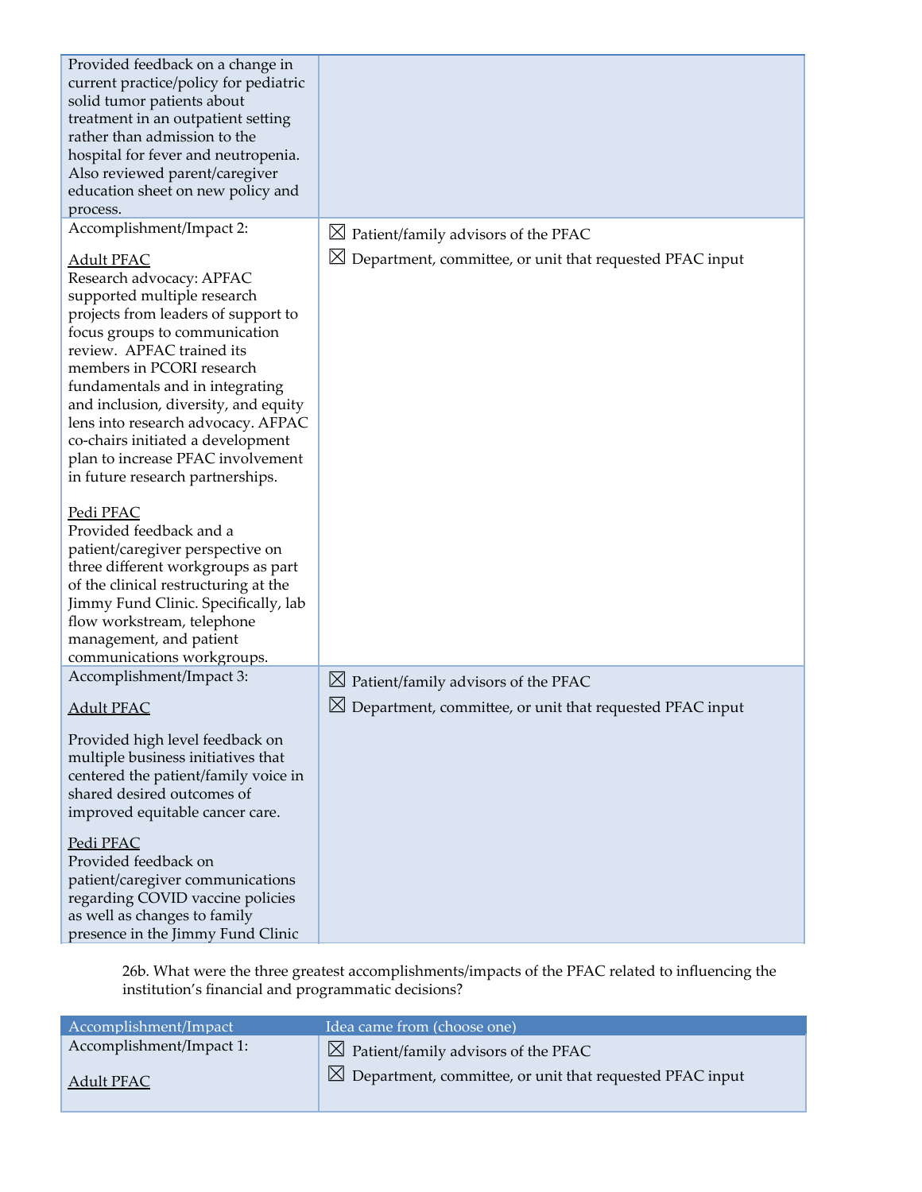| | |
|---|---|
| Provided feedback on a change in current practice/policy for pediatric solid tumor patients about treatment in an outpatient setting rather than admission to the hospital for fever and neutropenia. Also reviewed parent/caregiver education sheet on new policy and process. | |
| Accomplishment/Impact 2:<br><br>Adult PFAC<br>Research advocacy: APFAC supported multiple research projects from leaders of support to focus groups to communication review. APFAC trained its members in PCORI research fundamentals and in integrating and inclusion, diversity, and equity lens into research advocacy. AFPAC co-chairs initiated a development plan to increase PFAC involvement in future research partnerships.<br><br>Pedi PFAC<br>Provided feedback and a patient/caregiver perspective on three different workgroups as part of the clinical restructuring at the Jimmy Fund Clinic. Specifically, lab flow workstream, telephone management, and patient communications workgroups. | ☒ Patient/family advisors of the PFAC<br>☒ Department, committee, or unit that requested PFAC input |
| Accomplishment/Impact 3:<br><br>Adult PFAC<br><br>Provided high level feedback on multiple business initiatives that centered the patient/family voice in shared desired outcomes of improved equitable cancer care.<br><br>Pedi PFAC<br>Provided feedback on patient/caregiver communications regarding COVID vaccine policies as well as changes to family presence in the Jimmy Fund Clinic | ☒ Patient/family advisors of the PFAC<br>☒ Department, committee, or unit that requested PFAC input |

26b. What were the three greatest accomplishments/impacts of the PFAC related to influencing the institution's financial and programmatic decisions?

| Accomplishment/Impact | Idea came from (choose one) |
|---|---|
| Accomplishment/Impact 1:<br><br>Adult PFAC | ☒ Patient/family advisors of the PFAC<br>☒ Department, committee, or unit that requested PFAC input |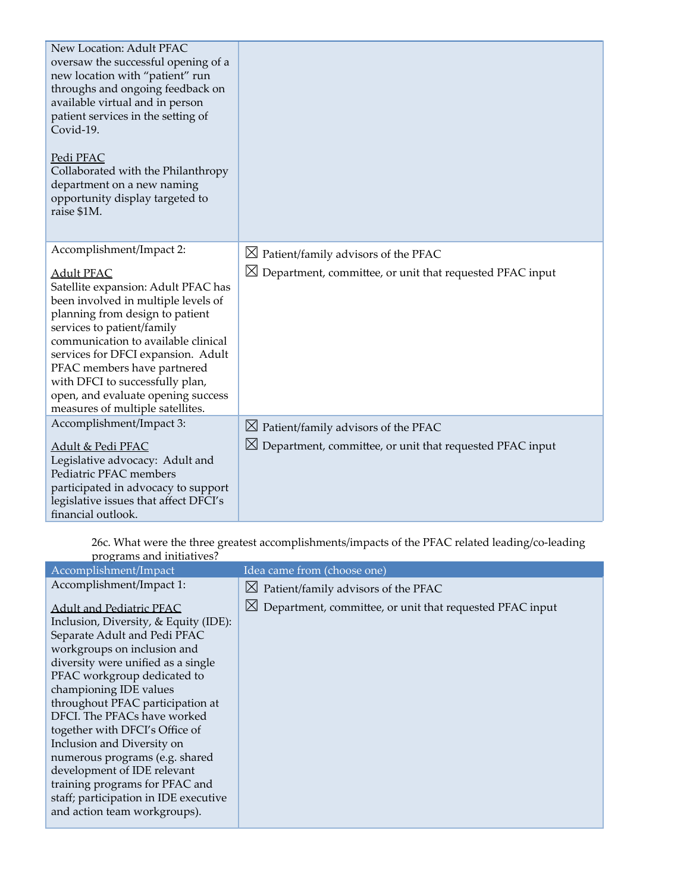| | |
|---|---|
| New Location: Adult PFAC oversaw the successful opening of a new location with "patient" run throughs and ongoing feedback on available virtual and in person patient services in the setting of Covid-19.<br><br>Pedi PFAC<br>Collaborated with the Philanthropy department on a new naming opportunity display targeted to raise $1M. | |
| Accomplishment/Impact 2:<br><br>Adult PFAC<br>Satellite expansion: Adult PFAC has been involved in multiple levels of planning from design to patient services to patient/family communication to available clinical services for DFCI expansion. Adult PFAC members have partnered with DFCI to successfully plan, open, and evaluate opening success measures of multiple satellites. | ☒ Patient/family advisors of the PFAC<br>☒ Department, committee, or unit that requested PFAC input |
| Accomplishment/Impact 3:<br><br>Adult & Pedi PFAC<br>Legislative advocacy: Adult and Pediatric PFAC members participated in advocacy to support legislative issues that affect DFCI's financial outlook. | ☒ Patient/family advisors of the PFAC<br>☒ Department, committee, or unit that requested PFAC input |

26c. What were the three greatest accomplishments/impacts of the PFAC related leading/co-leading programs and initiatives?

| Accomplishment/Impact | Idea came from (choose one) |
|---|---|
| Accomplishment/Impact 1:<br><br>Adult and Pediatric PFAC<br>Inclusion, Diversity, & Equity (IDE): Separate Adult and Pedi PFAC workgroups on inclusion and diversity were unified as a single PFAC workgroup dedicated to championing IDE values throughout PFAC participation at DFCI. The PFACs have worked together with DFCI's Office of Inclusion and Diversity on numerous programs (e.g. shared development of IDE relevant training programs for PFAC and staff; participation in IDE executive and action team workgroups). | ☒ Patient/family advisors of the PFAC<br>☒ Department, committee, or unit that requested PFAC input |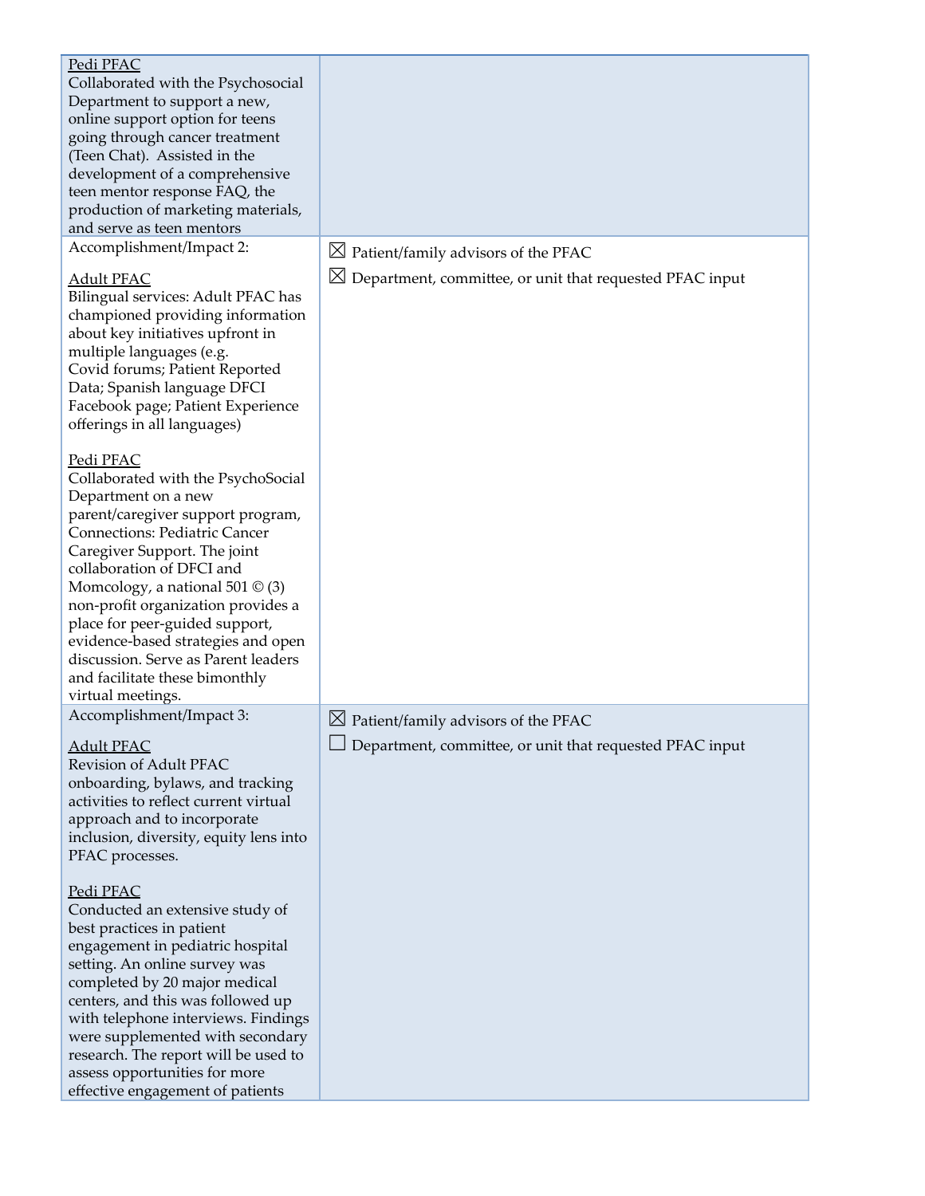| | |
|---|---|
| <u>Pedi PFAC</u><br>Collaborated with the Psychosocial Department to support a new, online support option for teens going through cancer treatment (Teen Chat). Assisted in the development of a comprehensive teen mentor response FAQ, the production of marketing materials, and serve as teen mentors | |
| Accomplishment/Impact 2:<br><br><u>Adult PFAC</u><br>Bilingual services: Adult PFAC has championed providing information about key initiatives upfront in multiple languages (e.g. Covid forums; Patient Reported Data; Spanish language DFCI Facebook page; Patient Experience offerings in all languages)<br><br><u>Pedi PFAC</u><br>Collaborated with the PsychoSocial Department on a new parent/caregiver support program, Connections: Pediatric Cancer Caregiver Support. The joint collaboration of DFCI and Momcology, a national 501 © (3) non-profit organization provides a place for peer-guided support, evidence-based strategies and open discussion. Serve as Parent leaders and facilitate these bimonthly virtual meetings. | ☒ Patient/family advisors of the PFAC<br>☒ Department, committee, or unit that requested PFAC input |
| Accomplishment/Impact 3:<br><br><u>Adult PFAC</u><br>Revision of Adult PFAC onboarding, bylaws, and tracking activities to reflect current virtual approach and to incorporate inclusion, diversity, equity lens into PFAC processes.<br><br><u>Pedi PFAC</u><br>Conducted an extensive study of best practices in patient engagement in pediatric hospital setting. An online survey was completed by 20 major medical centers, and this was followed up with telephone interviews. Findings were supplemented with secondary research. The report will be used to assess opportunities for more effective engagement of patients | ☒ Patient/family advisors of the PFAC<br>☐ Department, committee, or unit that requested PFAC input |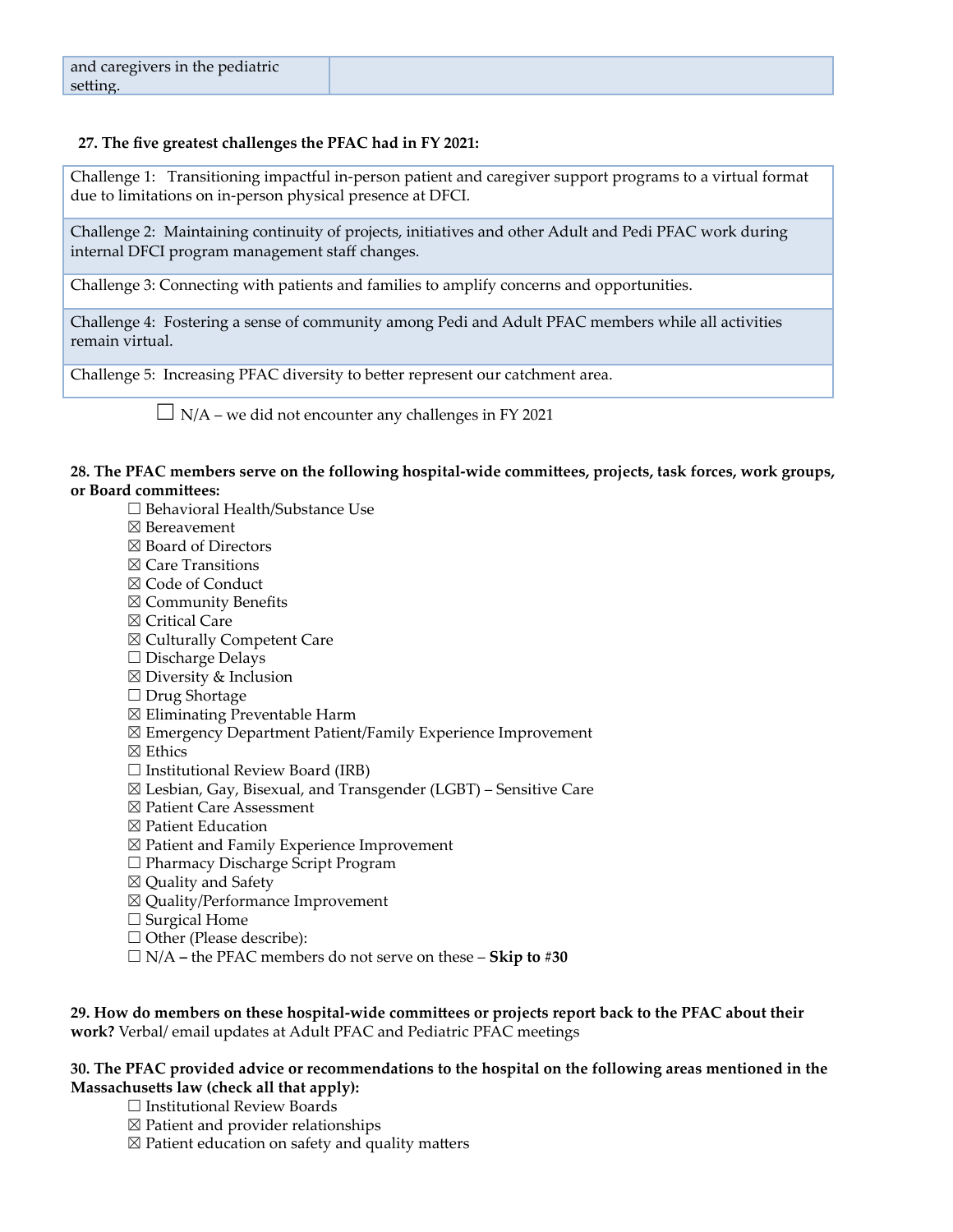| and caregivers in the pediatric setting. | |
|---|---|

**27. The five greatest challenges the PFAC had in FY 2021:**

| Challenge 1: Transitioning impactful in-person patient and caregiver support programs to a virtual format due to limitations on in-person physical presence at DFCI. |
|---|
| Challenge 2: Maintaining continuity of projects, initiatives and other Adult and Pedi PFAC work during internal DFCI program management staff changes. |
| Challenge 3: Connecting with patients and families to amplify concerns and opportunities. |
| Challenge 4: Fostering a sense of community among Pedi and Adult PFAC members while all activities remain virtual. |
| Challenge 5: Increasing PFAC diversity to better represent our catchment area. |

☐ N/A – we did not encounter any challenges in FY 2021

**28. The PFAC members serve on the following hospital-wide committees, projects, task forces, work groups, or Board committees:**

☐ Behavioral Health/Substance Use
☒ Bereavement
☒ Board of Directors
☒ Care Transitions
☒ Code of Conduct
☒ Community Benefits
☒ Critical Care
☒ Culturally Competent Care
☐ Discharge Delays
☒ Diversity & Inclusion
☐ Drug Shortage
☒ Eliminating Preventable Harm
☒ Emergency Department Patient/Family Experience Improvement
☒ Ethics
☐ Institutional Review Board (IRB)
☒ Lesbian, Gay, Bisexual, and Transgender (LGBT) – Sensitive Care
☒ Patient Care Assessment
☒ Patient Education
☒ Patient and Family Experience Improvement
☐ Pharmacy Discharge Script Program
☒ Quality and Safety
☒ Quality/Performance Improvement
☐ Surgical Home
☐ Other (Please describe):
☐ N/A **–** the PFAC members do not serve on these – **Skip to #30**

**29. How do members on these hospital-wide committees or projects report back to the PFAC about their work?** Verbal/ email updates at Adult PFAC and Pediatric PFAC meetings

**30. The PFAC provided advice or recommendations to the hospital on the following areas mentioned in the Massachusetts law (check all that apply):**

☐ Institutional Review Boards
☒ Patient and provider relationships
☒ Patient education on safety and quality matters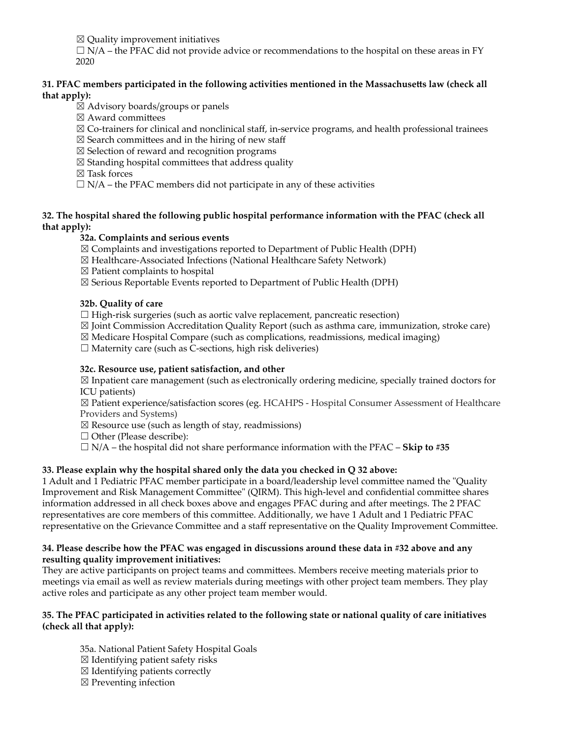☒ Quality improvement initiatives

☐ N/A – the PFAC did not provide advice or recommendations to the hospital on these areas in FY 2020

**31. PFAC members participated in the following activities mentioned in the Massachusetts law (check all that apply):**

☒ Advisory boards/groups or panels

☒ Award committees

☒ Co-trainers for clinical and nonclinical staff, in-service programs, and health professional trainees

☒ Search committees and in the hiring of new staff

☒ Selection of reward and recognition programs

☒ Standing hospital committees that address quality

☒ Task forces

☐ N/A – the PFAC members did not participate in any of these activities

**32. The hospital shared the following public hospital performance information with the PFAC (check all that apply):**

**32a. Complaints and serious events**

☒ Complaints and investigations reported to Department of Public Health (DPH)

☒ Healthcare-Associated Infections (National Healthcare Safety Network)

☒ Patient complaints to hospital

☒ Serious Reportable Events reported to Department of Public Health (DPH)

**32b. Quality of care**

☐ High-risk surgeries (such as aortic valve replacement, pancreatic resection)

☒ Joint Commission Accreditation Quality Report (such as asthma care, immunization, stroke care)

☒ Medicare Hospital Compare (such as complications, readmissions, medical imaging)

☐ Maternity care (such as C-sections, high risk deliveries)

**32c. Resource use, patient satisfaction, and other**

☒ Inpatient care management (such as electronically ordering medicine, specially trained doctors for ICU patients)

☒ Patient experience/satisfaction scores (eg. HCAHPS - Hospital Consumer Assessment of Healthcare Providers and Systems)

☒ Resource use (such as length of stay, readmissions)

☐ Other (Please describe):

☐ N/A – the hospital did not share performance information with the PFAC – **Skip to #35**

**33. Please explain why the hospital shared only the data you checked in Q 32 above:**

1 Adult and 1 Pediatric PFAC member participate in a board/leadership level committee named the "Quality Improvement and Risk Management Committee" (QIRM). This high-level and confidential committee shares information addressed in all check boxes above and engages PFAC during and after meetings. The 2 PFAC representatives are core members of this committee. Additionally, we have 1 Adult and 1 Pediatric PFAC representative on the Grievance Committee and a staff representative on the Quality Improvement Committee.

**34. Please describe how the PFAC was engaged in discussions around these data in #32 above and any resulting quality improvement initiatives:**

They are active participants on project teams and committees. Members receive meeting materials prior to meetings via email as well as review materials during meetings with other project team members. They play active roles and participate as any other project team member would.

**35. The PFAC participated in activities related to the following state or national quality of care initiatives (check all that apply):**

35a. National Patient Safety Hospital Goals

☒ Identifying patient safety risks

☒ Identifying patients correctly

☒ Preventing infection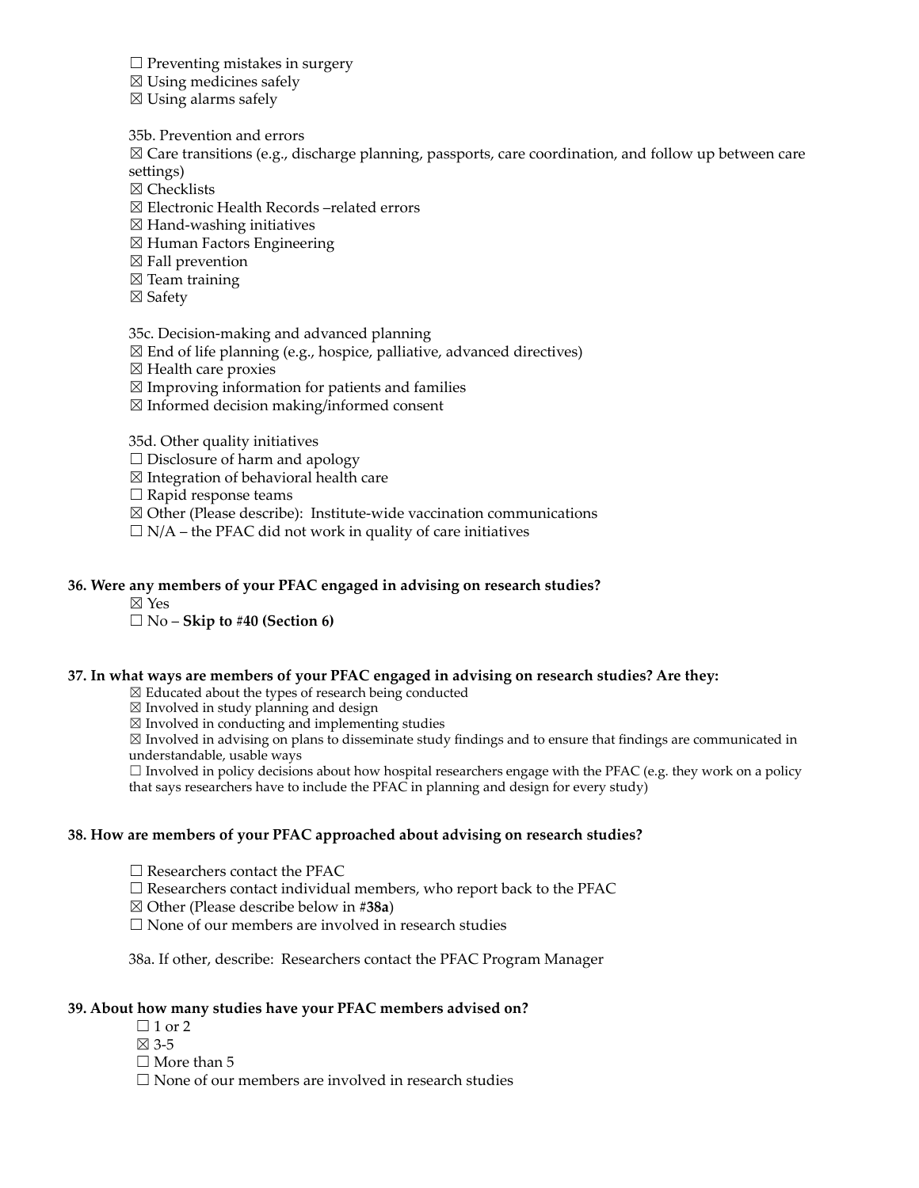☐ Preventing mistakes in surgery
☒ Using medicines safely
☒ Using alarms safely

35b. Prevention and errors
☒ Care transitions (e.g., discharge planning, passports, care coordination, and follow up between care settings)
☒ Checklists
☒ Electronic Health Records –related errors
☒ Hand-washing initiatives
☒ Human Factors Engineering
☒ Fall prevention
☒ Team training
☒ Safety

35c. Decision-making and advanced planning
☒ End of life planning (e.g., hospice, palliative, advanced directives)
☒ Health care proxies
☒ Improving information for patients and families
☒ Informed decision making/informed consent

35d. Other quality initiatives
☐ Disclosure of harm and apology
☒ Integration of behavioral health care
☐ Rapid response teams
☒ Other (Please describe): Institute-wide vaccination communications
☐ N/A – the PFAC did not work in quality of care initiatives

**36. Were any members of your PFAC engaged in advising on research studies?**

☒ Yes
☐ No – **Skip to #40 (Section 6)**

**37. In what ways are members of your PFAC engaged in advising on research studies? Are they:**

☒ Educated about the types of research being conducted
☒ Involved in study planning and design
☒ Involved in conducting and implementing studies
☒ Involved in advising on plans to disseminate study findings and to ensure that findings are communicated in understandable, usable ways
☐ Involved in policy decisions about how hospital researchers engage with the PFAC (e.g. they work on a policy that says researchers have to include the PFAC in planning and design for every study)

**38. How are members of your PFAC approached about advising on research studies?**

☐ Researchers contact the PFAC
☐ Researchers contact individual members, who report back to the PFAC
☒ Other (Please describe below in #**38a**)
☐ None of our members are involved in research studies

38a. If other, describe: Researchers contact the PFAC Program Manager

**39. About how many studies have your PFAC members advised on?**

☐ 1 or 2
☒ 3-5
☐ More than 5
☐ None of our members are involved in research studies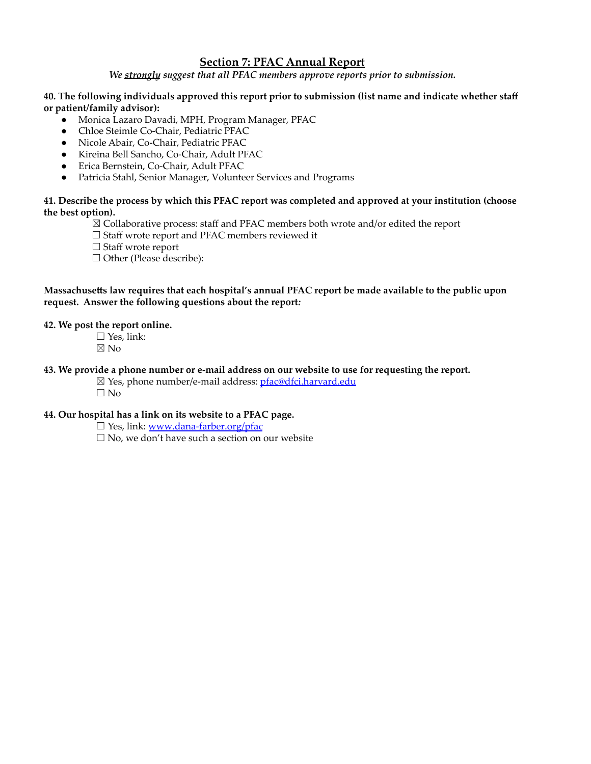## Section 7: PFAC Annual Report

*We **strongly** suggest that all PFAC members approve reports prior to submission.*

**40. The following individuals approved this report prior to submission (list name and indicate whether staff or patient/family advisor):**

- Monica Lazaro Davadi, MPH, Program Manager, PFAC
- Chloe Steimle Co-Chair, Pediatric PFAC
- Nicole Abair, Co-Chair, Pediatric PFAC
- Kireina Bell Sancho, Co-Chair, Adult PFAC
- Erica Bernstein, Co-Chair, Adult PFAC
- Patricia Stahl, Senior Manager, Volunteer Services and Programs

**41. Describe the process by which this PFAC report was completed and approved at your institution (choose the best option).**

☒ Collaborative process: staff and PFAC members both wrote and/or edited the report
☐ Staff wrote report and PFAC members reviewed it
☐ Staff wrote report
☐ Other (Please describe):

**Massachusetts law requires that each hospital's annual PFAC report be made available to the public upon request. Answer the following questions about the report:**

**42. We post the report online.**

☐ Yes, link:
☒ No

**43. We provide a phone number or e-mail address on our website to use for requesting the report.**

☒ Yes, phone number/e-mail address: pfac@dfci.harvard.edu
☐ No

**44. Our hospital has a link on its website to a PFAC page.**

☐ Yes, link: www.dana-farber.org/pfac
☐ No, we don't have such a section on our website